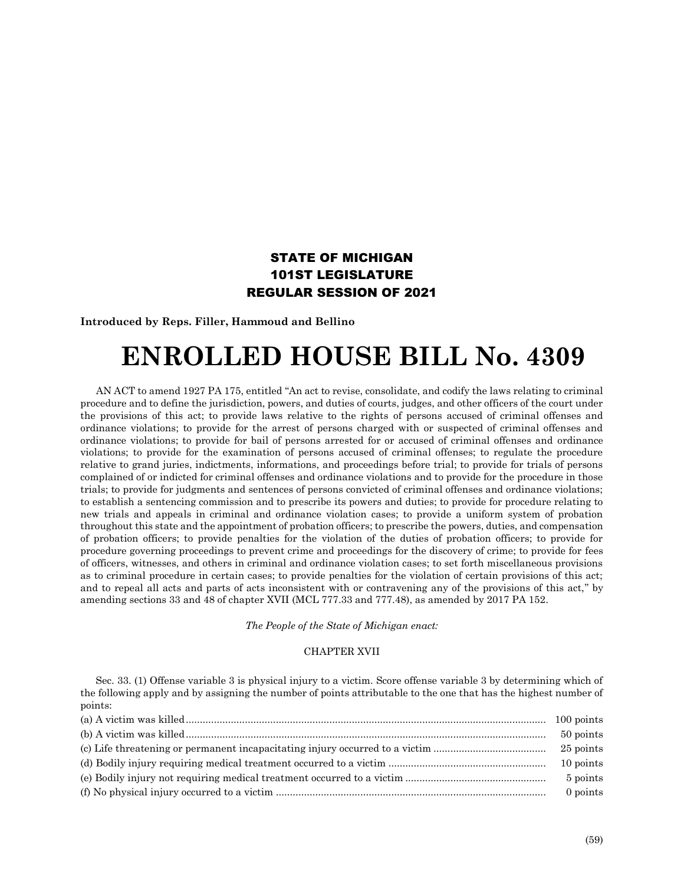# STATE OF MICHIGAN
# 101ST LEGISLATURE
# REGULAR SESSION OF 2021

**Introduced by Reps. Filler, Hammoud and Bellino**

# ENROLLED HOUSE BILL No. 4309

AN ACT to amend 1927 PA 175, entitled "An act to revise, consolidate, and codify the laws relating to criminal procedure and to define the jurisdiction, powers, and duties of courts, judges, and other officers of the court under the provisions of this act; to provide laws relative to the rights of persons accused of criminal offenses and ordinance violations; to provide for the arrest of persons charged with or suspected of criminal offenses and ordinance violations; to provide for bail of persons arrested for or accused of criminal offenses and ordinance violations; to provide for the examination of persons accused of criminal offenses; to regulate the procedure relative to grand juries, indictments, informations, and proceedings before trial; to provide for trials of persons complained of or indicted for criminal offenses and ordinance violations and to provide for the procedure in those trials; to provide for judgments and sentences of persons convicted of criminal offenses and ordinance violations; to establish a sentencing commission and to prescribe its powers and duties; to provide for procedure relating to new trials and appeals in criminal and ordinance violation cases; to provide a uniform system of probation throughout this state and the appointment of probation officers; to prescribe the powers, duties, and compensation of probation officers; to provide penalties for the violation of the duties of probation officers; to provide for procedure governing proceedings to prevent crime and proceedings for the discovery of crime; to provide for fees of officers, witnesses, and others in criminal and ordinance violation cases; to set forth miscellaneous provisions as to criminal procedure in certain cases; to provide penalties for the violation of certain provisions of this act; and to repeal all acts and parts of acts inconsistent with or contravening any of the provisions of this act," by amending sections 33 and 48 of chapter XVII (MCL 777.33 and 777.48), as amended by 2017 PA 152.

*The People of the State of Michigan enact:*

CHAPTER XVII

Sec. 33. (1) Offense variable 3 is physical injury to a victim. Score offense variable 3 by determining which of the following apply and by assigning the number of points attributable to the one that has the highest number of points:

(a) A victim was killed .......... 100 points

(b) A victim was killed .......... 50 points

(c) Life threatening or permanent incapacitating injury occurred to a victim .......... 25 points

(d) Bodily injury requiring medical treatment occurred to a victim .......... 10 points

(e) Bodily injury not requiring medical treatment occurred to a victim .......... 5 points

(f) No physical injury occurred to a victim .......... 0 points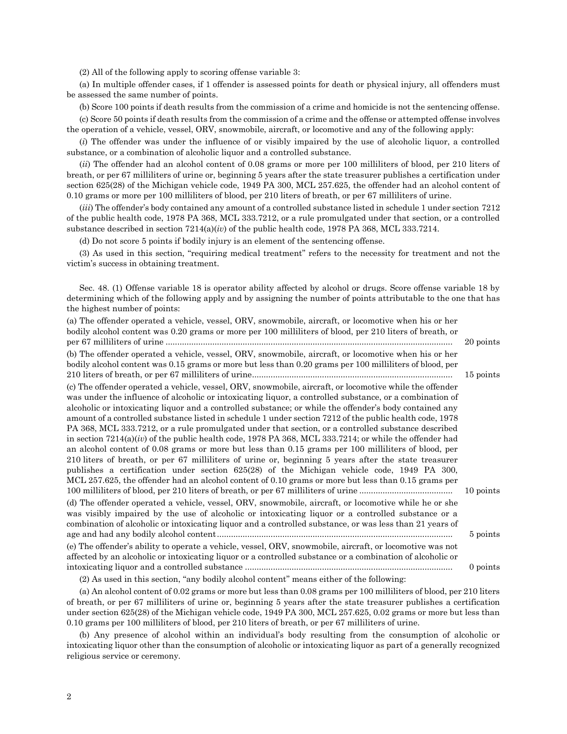(2) All of the following apply to scoring offense variable 3:

(a) In multiple offender cases, if 1 offender is assessed points for death or physical injury, all offenders must be assessed the same number of points.

(b) Score 100 points if death results from the commission of a crime and homicide is not the sentencing offense.

(c) Score 50 points if death results from the commission of a crime and the offense or attempted offense involves the operation of a vehicle, vessel, ORV, snowmobile, aircraft, or locomotive and any of the following apply:

(*i*) The offender was under the influence of or visibly impaired by the use of alcoholic liquor, a controlled substance, or a combination of alcoholic liquor and a controlled substance.

(*ii*) The offender had an alcohol content of 0.08 grams or more per 100 milliliters of blood, per 210 liters of breath, or per 67 milliliters of urine or, beginning 5 years after the state treasurer publishes a certification under section 625(28) of the Michigan vehicle code, 1949 PA 300, MCL 257.625, the offender had an alcohol content of 0.10 grams or more per 100 milliliters of blood, per 210 liters of breath, or per 67 milliliters of urine.

(*iii*) The offender's body contained any amount of a controlled substance listed in schedule 1 under section 7212 of the public health code, 1978 PA 368, MCL 333.7212, or a rule promulgated under that section, or a controlled substance described in section 7214(a)(*iv*) of the public health code, 1978 PA 368, MCL 333.7214.

(d) Do not score 5 points if bodily injury is an element of the sentencing offense.

(3) As used in this section, "requiring medical treatment" refers to the necessity for treatment and not the victim's success in obtaining treatment.

Sec. 48. (1) Offense variable 18 is operator ability affected by alcohol or drugs. Score offense variable 18 by determining which of the following apply and by assigning the number of points attributable to the one that has the highest number of points:

| | |
|---|---|
| (a) The offender operated a vehicle, vessel, ORV, snowmobile, aircraft, or locomotive when his or her bodily alcohol content was 0.20 grams or more per 100 milliliters of blood, per 210 liters of breath, or per 67 milliliters of urine | 20 points |
| (b) The offender operated a vehicle, vessel, ORV, snowmobile, aircraft, or locomotive when his or her bodily alcohol content was 0.15 grams or more but less than 0.20 grams per 100 milliliters of blood, per 210 liters of breath, or per 67 milliliters of urine | 15 points |
| (c) The offender operated a vehicle, vessel, ORV, snowmobile, aircraft, or locomotive while the offender was under the influence of alcoholic or intoxicating liquor, a controlled substance, or a combination of alcoholic or intoxicating liquor and a controlled substance; or while the offender's body contained any amount of a controlled substance listed in schedule 1 under section 7212 of the public health code, 1978 PA 368, MCL 333.7212, or a rule promulgated under that section, or a controlled substance described in section 7214(a)(*iv*) of the public health code, 1978 PA 368, MCL 333.7214; or while the offender had an alcohol content of 0.08 grams or more but less than 0.15 grams per 100 milliliters of blood, per 210 liters of breath, or per 67 milliliters of urine or, beginning 5 years after the state treasurer publishes a certification under section 625(28) of the Michigan vehicle code, 1949 PA 300, MCL 257.625, the offender had an alcohol content of 0.10 grams or more but less than 0.15 grams per 100 milliliters of blood, per 210 liters of breath, or per 67 milliliters of urine | 10 points |
| (d) The offender operated a vehicle, vessel, ORV, snowmobile, aircraft, or locomotive while he or she was visibly impaired by the use of alcoholic or intoxicating liquor or a controlled substance or a combination of alcoholic or intoxicating liquor and a controlled substance, or was less than 21 years of age and had any bodily alcohol content | 5 points |
| (e) The offender's ability to operate a vehicle, vessel, ORV, snowmobile, aircraft, or locomotive was not affected by an alcoholic or intoxicating liquor or a controlled substance or a combination of alcoholic or intoxicating liquor and a controlled substance | 0 points |

(2) As used in this section, "any bodily alcohol content" means either of the following:

(a) An alcohol content of 0.02 grams or more but less than 0.08 grams per 100 milliliters of blood, per 210 liters of breath, or per 67 milliliters of urine or, beginning 5 years after the state treasurer publishes a certification under section 625(28) of the Michigan vehicle code, 1949 PA 300, MCL 257.625, 0.02 grams or more but less than 0.10 grams per 100 milliliters of blood, per 210 liters of breath, or per 67 milliliters of urine.

(b) Any presence of alcohol within an individual's body resulting from the consumption of alcoholic or intoxicating liquor other than the consumption of alcoholic or intoxicating liquor as part of a generally recognized religious service or ceremony.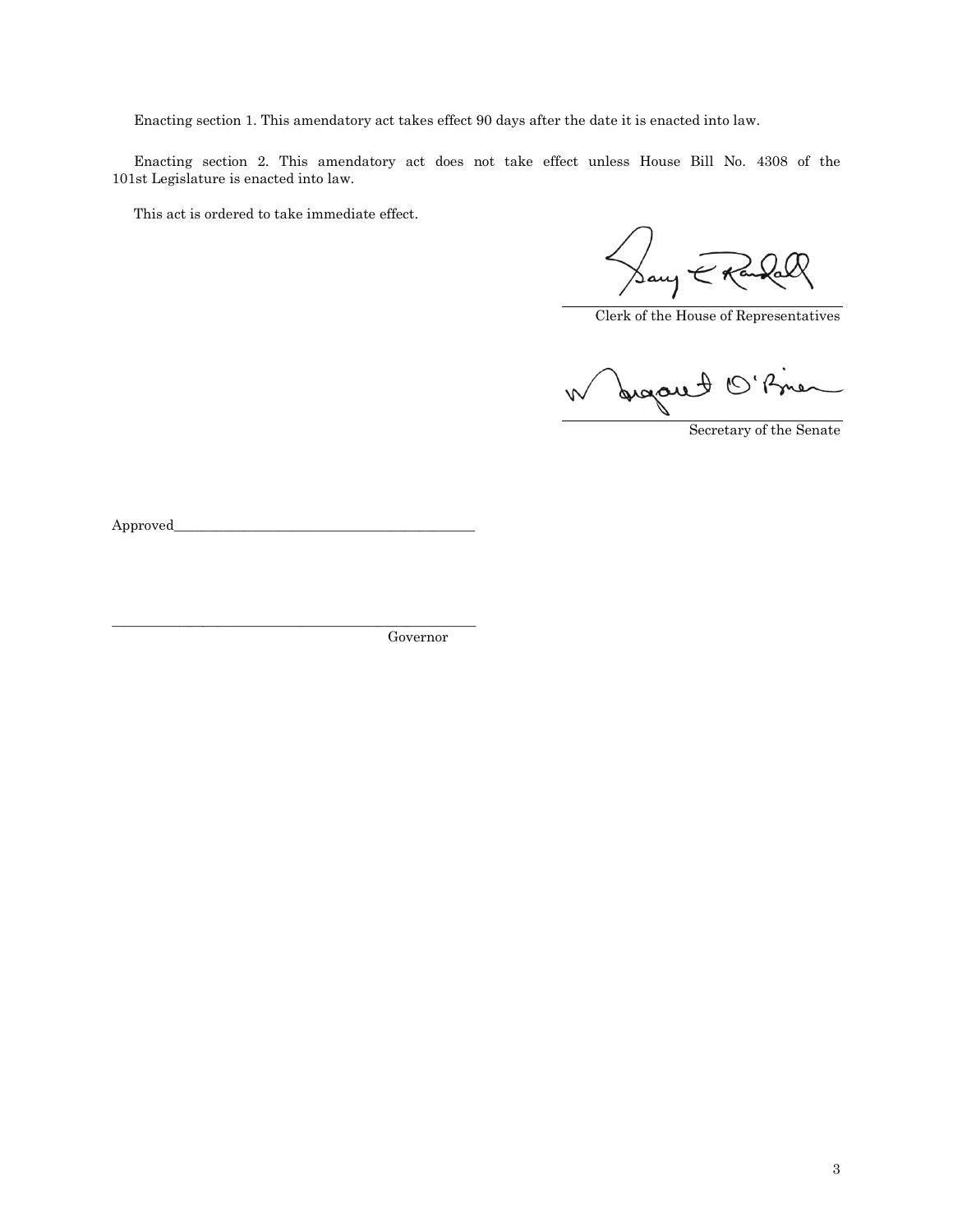Enacting section 1. This amendatory act takes effect 90 days after the date it is enacted into law.

Enacting section 2. This amendatory act does not take effect unless House Bill No. 4308 of the 101st Legislature is enacted into law.

This act is ordered to take immediate effect.

Clerk of the House of Representatives

Secretary of the Senate

Approved\_\_\_\_\_\_\_\_\_\_\_\_\_\_\_\_\_\_\_\_\_\_\_\_\_\_\_\_\_\_\_\_\_\_\_\_\_\_\_\_\_\_\_\_

\_\_\_\_\_\_\_\_\_\_\_\_\_\_\_\_\_\_\_\_\_\_\_\_\_\_\_\_\_\_\_\_\_\_\_\_\_\_\_\_\_\_\_\_\_\_\_\_\_\_\_\_\_\_

Governor